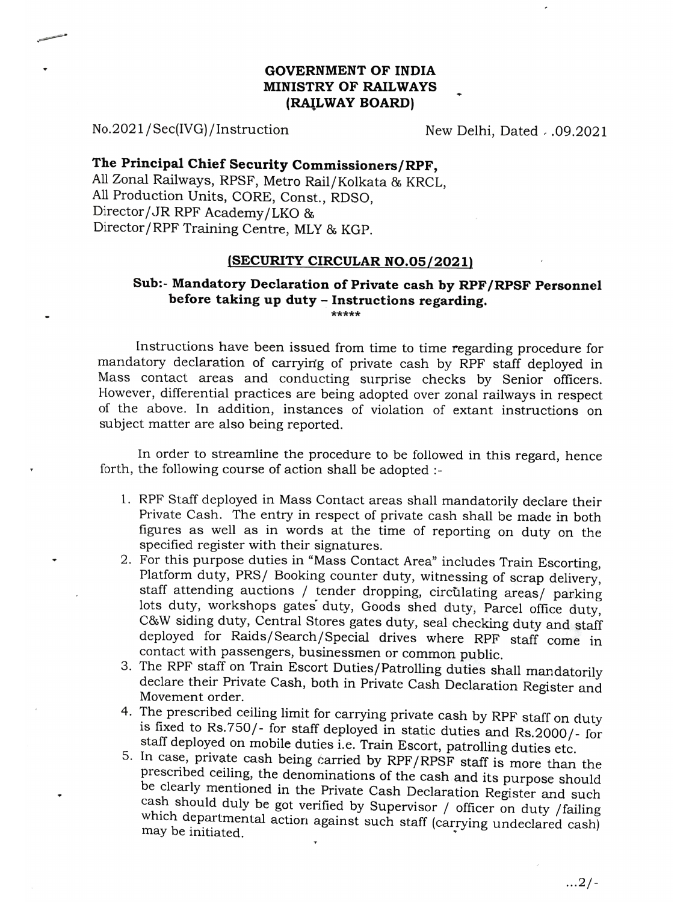**GOVERNMENT OF INDIA**
**MINISTRY OF RAILWAYS**
**(RAILWAY BOARD)**

No.2021/Sec(IVG)/Instruction New Delhi, Dated . .09.2021

**The Principal Chief Security Commissioners/RPF,**
All Zonal Railways, RPSF, Metro Rail/Kolkata & KRCL,
All Production Units, CORE, Const., RDSO,
Director/JR RPF Academy/LKO &
Director/RPF Training Centre, MLY & KGP.

**(SECURITY CIRCULAR NO.05/2021)**

**Sub:- Mandatory Declaration of Private cash by RPF/RPSF Personnel before taking up duty – Instructions regarding.**

*****

Instructions have been issued from time to time regarding procedure for mandatory declaration of carrying of private cash by RPF staff deployed in Mass contact areas and conducting surprise checks by Senior officers. However, differential practices are being adopted over zonal railways in respect of the above. In addition, instances of violation of extant instructions on subject matter are also being reported.

In order to streamline the procedure to be followed in this regard, hence forth, the following course of action shall be adopted :-

1. RPF Staff deployed in Mass Contact areas shall mandatorily declare their Private Cash. The entry in respect of private cash shall be made in both figures as well as in words at the time of reporting on duty on the specified register with their signatures.
2. For this purpose duties in "Mass Contact Area" includes Train Escorting, Platform duty, PRS/ Booking counter duty, witnessing of scrap delivery, staff attending auctions / tender dropping, circulating areas/ parking lots duty, workshops gates duty, Goods shed duty, Parcel office duty, C&W siding duty, Central Stores gates duty, seal checking duty and staff deployed for Raids/Search/Special drives where RPF staff come in contact with passengers, businessmen or common public.
3. The RPF staff on Train Escort Duties/Patrolling duties shall mandatorily declare their Private Cash, both in Private Cash Declaration Register and Movement order.
4. The prescribed ceiling limit for carrying private cash by RPF staff on duty is fixed to Rs.750/- for staff deployed in static duties and Rs.2000/- for staff deployed on mobile duties i.e. Train Escort, patrolling duties etc.
5. In case, private cash being carried by RPF/RPSF staff is more than the prescribed ceiling, the denominations of the cash and its purpose should be clearly mentioned in the Private Cash Declaration Register and such cash should duly be got verified by Supervisor / officer on duty /failing which departmental action against such staff (carrying undeclared cash) may be initiated.

...2/-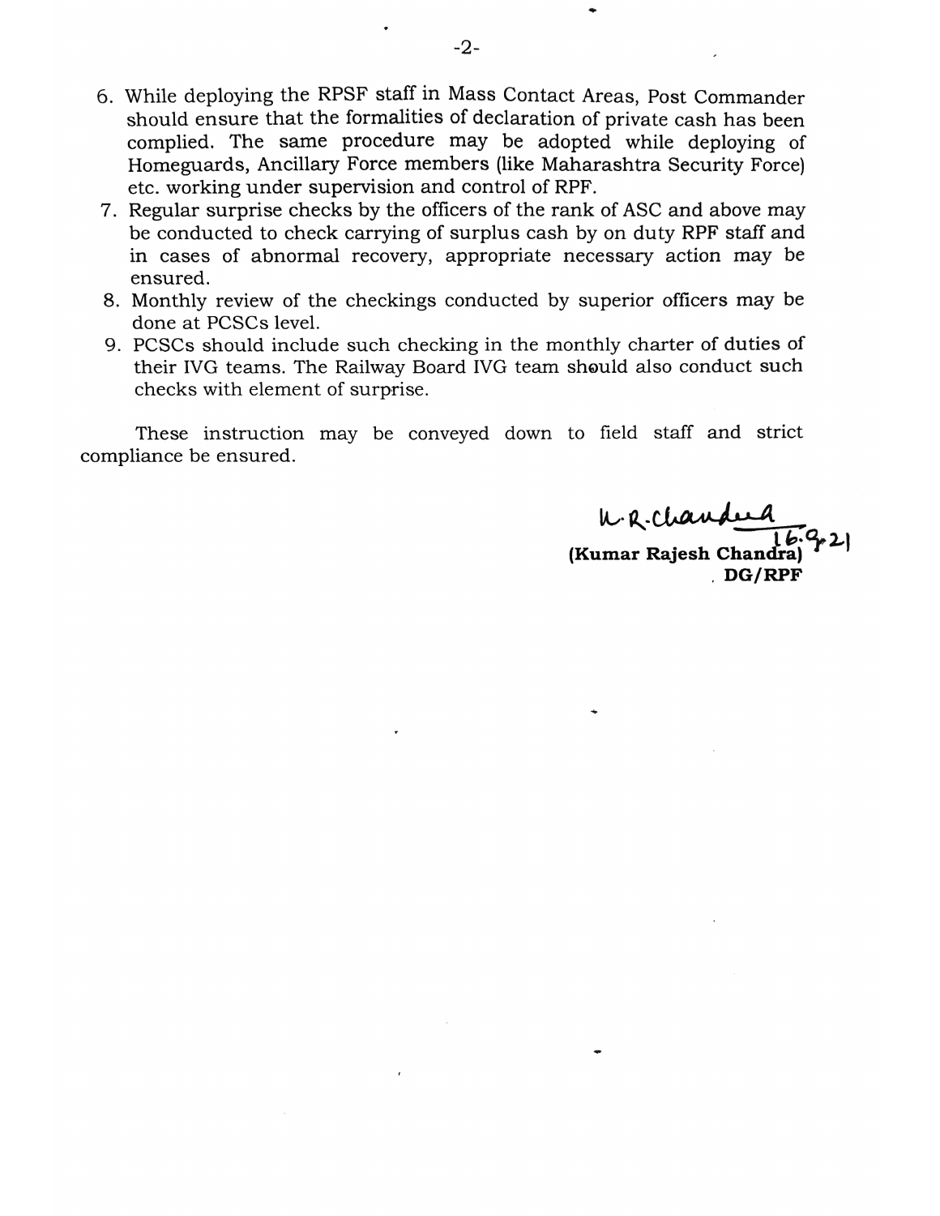6. While deploying the RPSF staff in Mass Contact Areas, Post Commander should ensure that the formalities of declaration of private cash has been complied. The same procedure may be adopted while deploying of Homeguards, Ancillary Force members (like Maharashtra Security Force) etc. working under supervision and control of RPF.
7. Regular surprise checks by the officers of the rank of ASC and above may be conducted to check carrying of surplus cash by on duty RPF staff and in cases of abnormal recovery, appropriate necessary action may be ensured.
8. Monthly review of the checkings conducted by superior officers may be done at PCSCs level.
9. PCSCs should include such checking in the monthly charter of duties of their IVG teams. The Railway Board IVG team should also conduct such checks with element of surprise.

These instruction may be conveyed down to field staff and strict compliance be ensured.

K.R.Chandra
16.9.21

**(Kumar Rajesh Chandra)**
**DG/RPF**